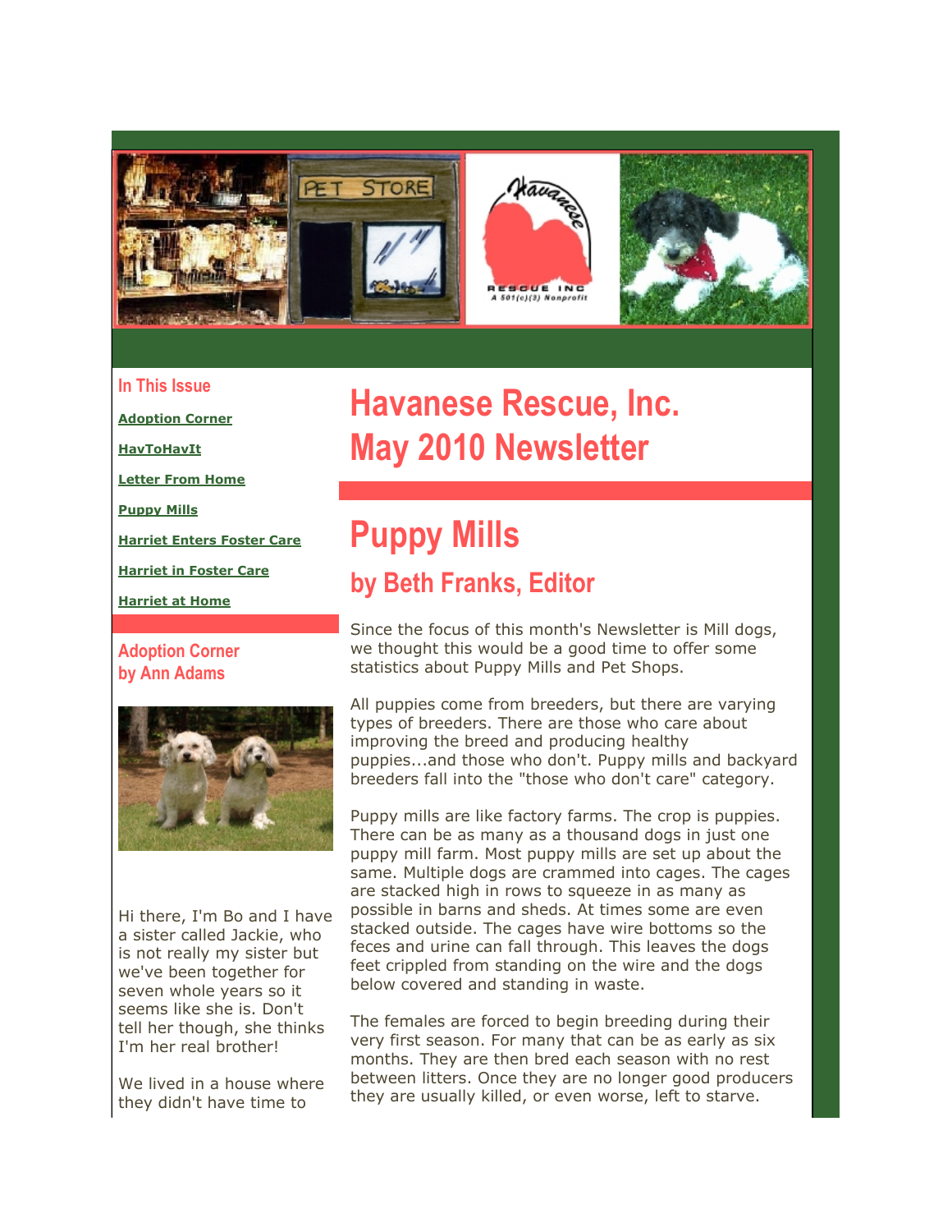## In This Issue

**Adoption Corner**

**HavToHavIt**

**Letter From Home**

**Puppy Mills**

**Harriet Enters Foster Care**

**Harriet in Foster Care**

**Harriet at Home**

# Havanese Rescue, Inc. May 2010 Newsletter

# Puppy Mills

## by Beth Franks, Editor

Since the focus of this month's Newsletter is Mill dogs, we thought this would be a good time to offer some statistics about Puppy Mills and Pet Shops.

All puppies come from breeders, but there are varying types of breeders. There are those who care about improving the breed and producing healthy puppies...and those who don't. Puppy mills and backyard breeders fall into the "those who don't care" category.

Puppy mills are like factory farms. The crop is puppies. There can be as many as a thousand dogs in just one puppy mill farm. Most puppy mills are set up about the same. Multiple dogs are crammed into cages. The cages are stacked high in rows to squeeze in as many as possible in barns and sheds. At times some are even stacked outside. The cages have wire bottoms so the feces and urine can fall through. This leaves the dogs feet crippled from standing on the wire and the dogs below covered and standing in waste.

The females are forced to begin breeding during their very first season. For many that can be as early as six months. They are then bred each season with no rest between litters. Once they are no longer good producers they are usually killed, or even worse, left to starve.

## Adoption Corner
## by Ann Adams

Hi there, I'm Bo and I have a sister called Jackie, who is not really my sister but we've been together for seven whole years so it seems like she is. Don't tell her though, she thinks I'm her real brother!

We lived in a house where they didn't have time to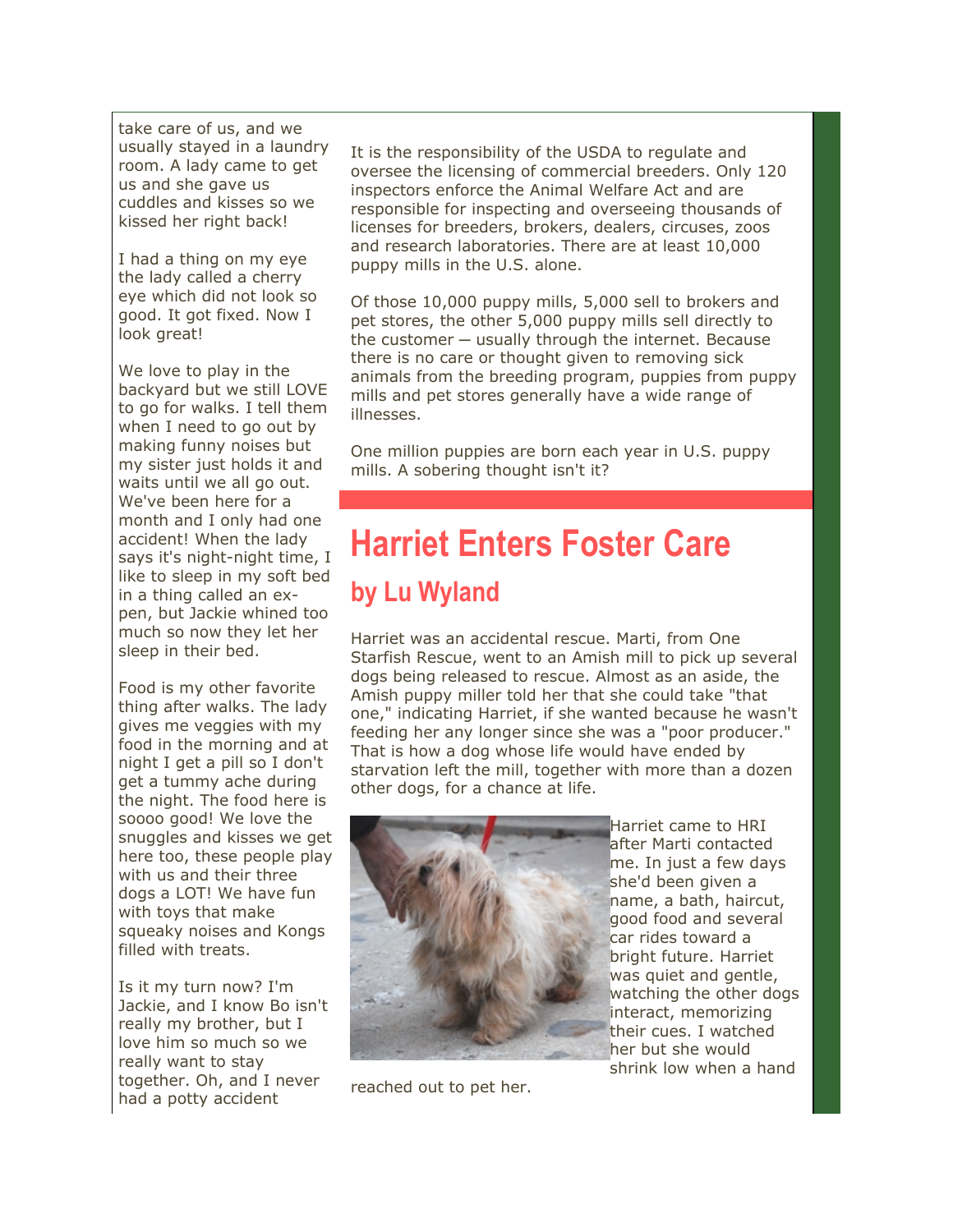take care of us, and we usually stayed in a laundry room. A lady came to get us and she gave us cuddles and kisses so we kissed her right back!

I had a thing on my eye the lady called a cherry eye which did not look so good. It got fixed. Now I look great!

We love to play in the backyard but we still LOVE to go for walks. I tell them when I need to go out by making funny noises but my sister just holds it and waits until we all go out. We've been here for a month and I only had one accident! When the lady says it's night-night time, I like to sleep in my soft bed in a thing called an ex-pen, but Jackie whined too much so now they let her sleep in their bed.

Food is my other favorite thing after walks. The lady gives me veggies with my food in the morning and at night I get a pill so I don't get a tummy ache during the night. The food here is soooo good! We love the snuggles and kisses we get here too, these people play with us and their three dogs a LOT! We have fun with toys that make squeaky noises and Kongs filled with treats.

Is it my turn now? I'm Jackie, and I know Bo isn't really my brother, but I love him so much so we really want to stay together. Oh, and I never had a potty accident

It is the responsibility of the USDA to regulate and oversee the licensing of commercial breeders. Only 120 inspectors enforce the Animal Welfare Act and are responsible for inspecting and overseeing thousands of licenses for breeders, brokers, dealers, circuses, zoos and research laboratories. There are at least 10,000 puppy mills in the U.S. alone.

Of those 10,000 puppy mills, 5,000 sell to brokers and pet stores, the other 5,000 puppy mills sell directly to the customer – usually through the internet. Because there is no care or thought given to removing sick animals from the breeding program, puppies from puppy mills and pet stores generally have a wide range of illnesses.

One million puppies are born each year in U.S. puppy mills. A sobering thought isn't it?

# Harriet Enters Foster Care

## by Lu Wyland

Harriet was an accidental rescue. Marti, from One Starfish Rescue, went to an Amish mill to pick up several dogs being released to rescue. Almost as an aside, the Amish puppy miller told her that she could take "that one," indicating Harriet, if she wanted because he wasn't feeding her any longer since she was a "poor producer." That is how a dog whose life would have ended by starvation left the mill, together with more than a dozen other dogs, for a chance at life.

Harriet came to HRI after Marti contacted me. In just a few days she'd been given a name, a bath, haircut, good food and several car rides toward a bright future. Harriet was quiet and gentle, watching the other dogs interact, memorizing their cues. I watched her but she would shrink low when a hand reached out to pet her.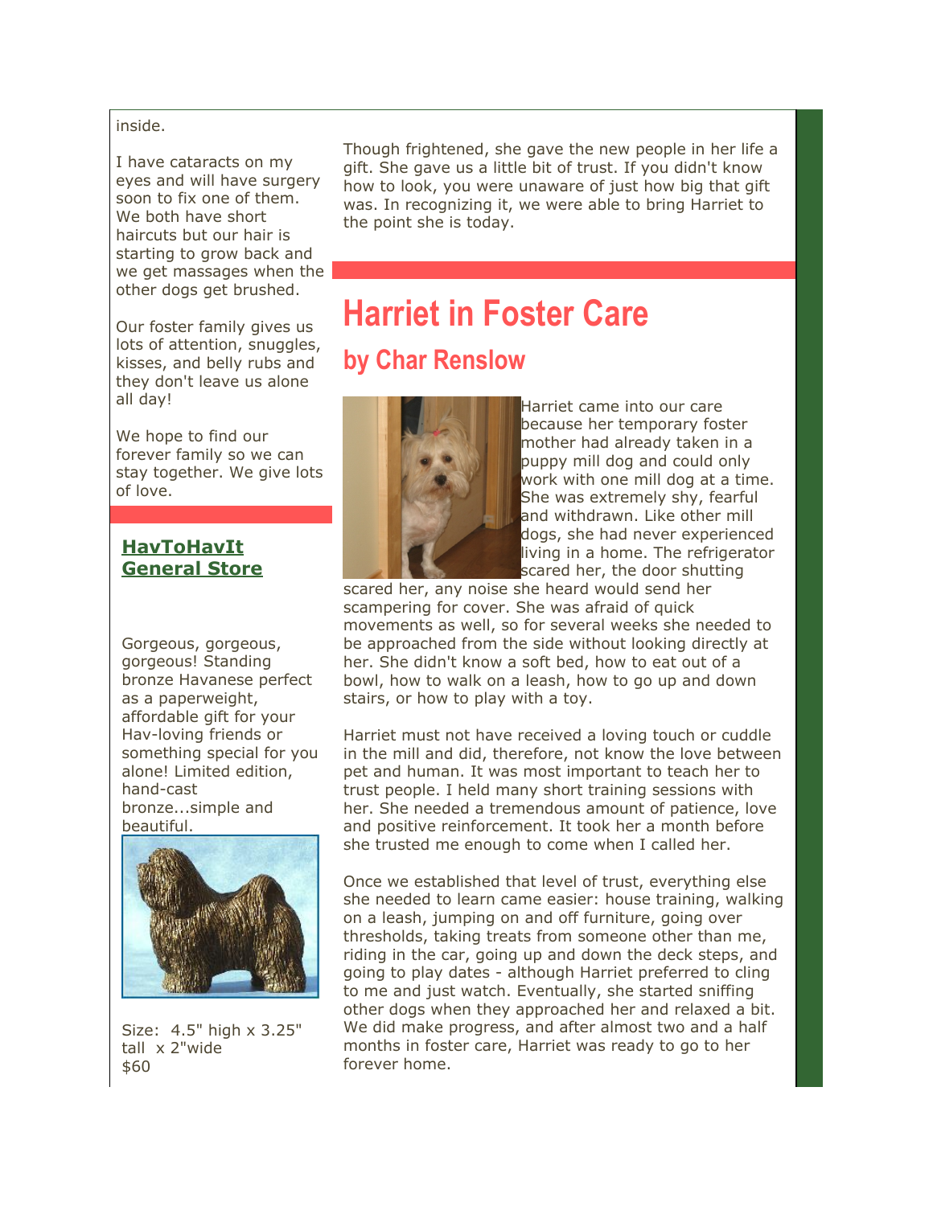inside.

I have cataracts on my eyes and will have surgery soon to fix one of them. We both have short haircuts but our hair is starting to grow back and we get massages when the other dogs get brushed.

Our foster family gives us lots of attention, snuggles, kisses, and belly rubs and they don't leave us alone all day!

We hope to find our forever family so we can stay together. We give lots of love.

## **HavToHavIt General Store**

Gorgeous, gorgeous, gorgeous! Standing bronze Havanese perfect as a paperweight, affordable gift for your Hav-loving friends or something special for you alone! Limited edition, hand-cast bronze...simple and beautiful.

Size: 4.5" high x 3.25" tall x 2"wide
$60

Though frightened, she gave the new people in her life a gift. She gave us a little bit of trust. If you didn't know how to look, you were unaware of just how big that gift was. In recognizing it, we were able to bring Harriet to the point she is today.

# Harriet in Foster Care

## by Char Renslow

Harriet came into our care because her temporary foster mother had already taken in a puppy mill dog and could only work with one mill dog at a time. She was extremely shy, fearful and withdrawn. Like other mill dogs, she had never experienced living in a home. The refrigerator scared her, the door shutting scared her, any noise she heard would send her scampering for cover. She was afraid of quick movements as well, so for several weeks she needed to be approached from the side without looking directly at her. She didn't know a soft bed, how to eat out of a bowl, how to walk on a leash, how to go up and down stairs, or how to play with a toy.

Harriet must not have received a loving touch or cuddle in the mill and did, therefore, not know the love between pet and human. It was most important to teach her to trust people. I held many short training sessions with her. She needed a tremendous amount of patience, love and positive reinforcement. It took her a month before she trusted me enough to come when I called her.

Once we established that level of trust, everything else she needed to learn came easier: house training, walking on a leash, jumping on and off furniture, going over thresholds, taking treats from someone other than me, riding in the car, going up and down the deck steps, and going to play dates - although Harriet preferred to cling to me and just watch. Eventually, she started sniffing other dogs when they approached her and relaxed a bit. We did make progress, and after almost two and a half months in foster care, Harriet was ready to go to her forever home.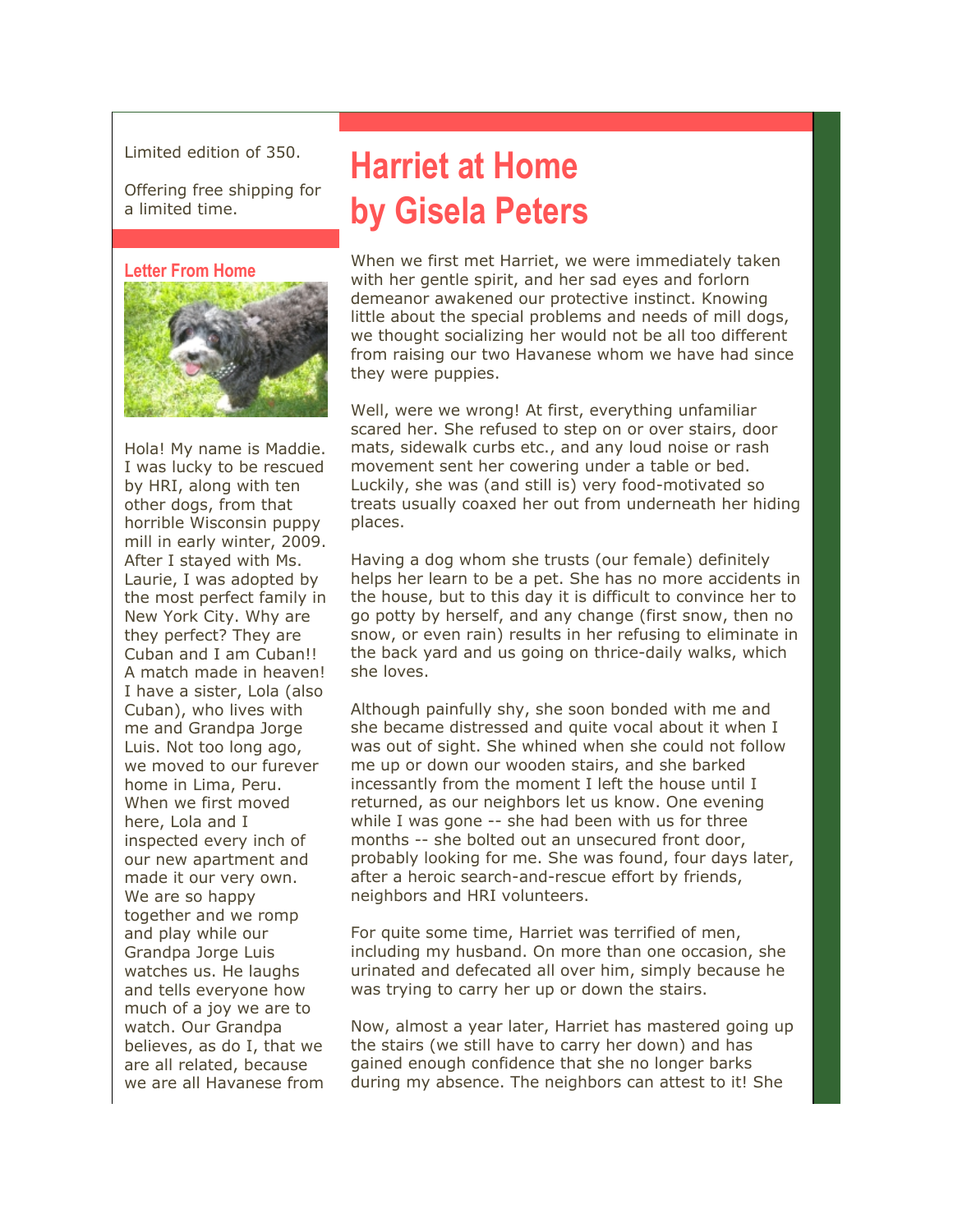Limited edition of 350.

Offering free shipping for a limited time.

### Letter From Home

Hola! My name is Maddie. I was lucky to be rescued by HRI, along with ten other dogs, from that horrible Wisconsin puppy mill in early winter, 2009. After I stayed with Ms. Laurie, I was adopted by the most perfect family in New York City. Why are they perfect? They are Cuban and I am Cuban!! A match made in heaven! I have a sister, Lola (also Cuban), who lives with me and Grandpa Jorge Luis. Not too long ago, we moved to our furever home in Lima, Peru. When we first moved here, Lola and I inspected every inch of our new apartment and made it our very own. We are so happy together and we romp and play while our Grandpa Jorge Luis watches us. He laughs and tells everyone how much of a joy we are to watch. Our Grandpa believes, as do I, that we are all related, because we are all Havanese from

# Harriet at Home by Gisela Peters

When we first met Harriet, we were immediately taken with her gentle spirit, and her sad eyes and forlorn demeanor awakened our protective instinct. Knowing little about the special problems and needs of mill dogs, we thought socializing her would not be all too different from raising our two Havanese whom we have had since they were puppies.

Well, were we wrong! At first, everything unfamiliar scared her. She refused to step on or over stairs, door mats, sidewalk curbs etc., and any loud noise or rash movement sent her cowering under a table or bed. Luckily, she was (and still is) very food-motivated so treats usually coaxed her out from underneath her hiding places.

Having a dog whom she trusts (our female) definitely helps her learn to be a pet. She has no more accidents in the house, but to this day it is difficult to convince her to go potty by herself, and any change (first snow, then no snow, or even rain) results in her refusing to eliminate in the back yard and us going on thrice-daily walks, which she loves.

Although painfully shy, she soon bonded with me and she became distressed and quite vocal about it when I was out of sight. She whined when she could not follow me up or down our wooden stairs, and she barked incessantly from the moment I left the house until I returned, as our neighbors let us know. One evening while I was gone -- she had been with us for three months -- she bolted out an unsecured front door, probably looking for me. She was found, four days later, after a heroic search-and-rescue effort by friends, neighbors and HRI volunteers.

For quite some time, Harriet was terrified of men, including my husband. On more than one occasion, she urinated and defecated all over him, simply because he was trying to carry her up or down the stairs.

Now, almost a year later, Harriet has mastered going up the stairs (we still have to carry her down) and has gained enough confidence that she no longer barks during my absence. The neighbors can attest to it! She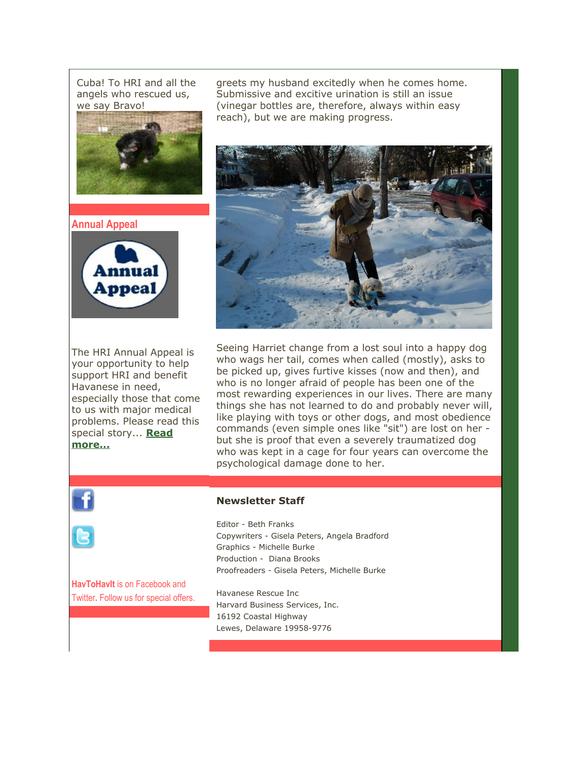Cuba! To HRI and all the angels who rescued us, we say Bravo!

greets my husband excitedly when he comes home. Submissive and excitive urination is still an issue (vinegar bottles are, therefore, always within easy reach), but we are making progress.

Seeing Harriet change from a lost soul into a happy dog who wags her tail, comes when called (mostly), asks to be picked up, gives furtive kisses (now and then), and who is no longer afraid of people has been one of the most rewarding experiences in our lives. There are many things she has not learned to do and probably never will, like playing with toys or other dogs, and most obedience commands (even simple ones like "sit") are lost on her - but she is proof that even a severely traumatized dog who was kept in a cage for four years can overcome the psychological damage done to her.

## Annual Appeal

The HRI Annual Appeal is your opportunity to help support HRI and benefit Havanese in need, especially those that come to us with major medical problems. Please read this special story... **Read more...**

**HavToHavIt** is on Facebook and Twitter. Follow us for special offers.

### Newsletter Staff

Editor - Beth Franks
Copywriters - Gisela Peters, Angela Bradford
Graphics - Michelle Burke
Production - Diana Brooks
Proofreaders - Gisela Peters, Michelle Burke

Havanese Rescue Inc
Harvard Business Services, Inc.
16192 Coastal Highway
Lewes, Delaware 19958-9776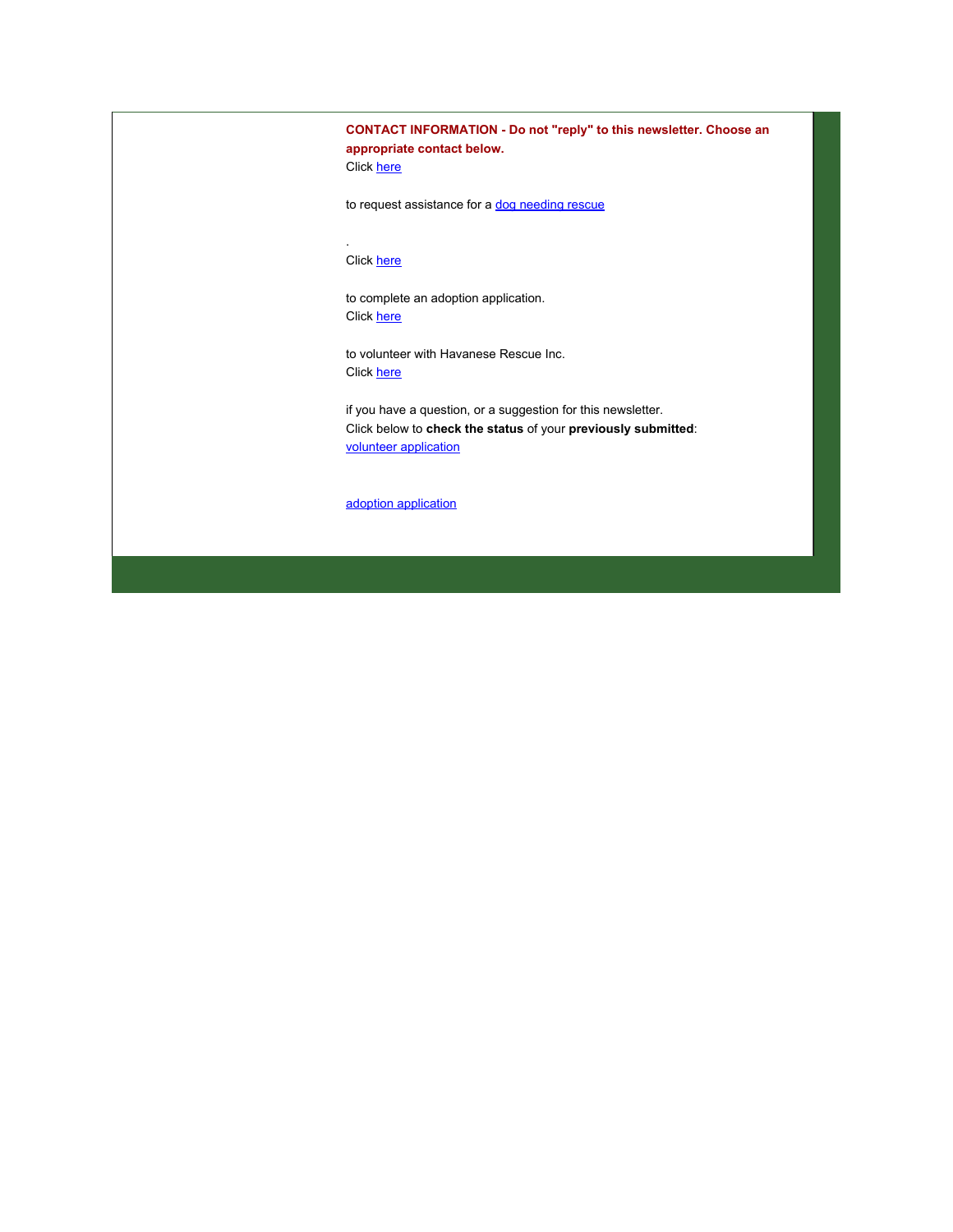**CONTACT INFORMATION - Do not "reply" to this newsletter. Choose an appropriate contact below.**

Click here

to request assistance for a dog needing rescue

.

Click here

to complete an adoption application.

Click here

to volunteer with Havanese Rescue Inc.

Click here

if you have a question, or a suggestion for this newsletter.

Click below to **check the status** of your **previously submitted**:

volunteer application

adoption application